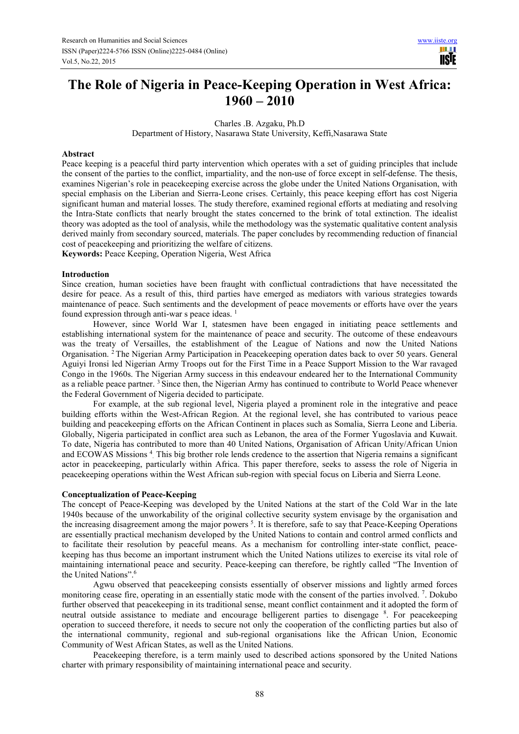# The Role of Nigeria in Peace-Keeping Operation in West Africa: 1960 – 2010

Charles .B. Azgaku, Ph.D

Department of History, Nasarawa State University, Keffi,Nasarawa State

## Abstract

Peace keeping is a peaceful third party intervention which operates with a set of guiding principles that include the consent of the parties to the conflict, impartiality, and the non-use of force except in self-defense. The thesis, examines Nigerian's role in peacekeeping exercise across the globe under the United Nations Organisation, with special emphasis on the Liberian and Sierra-Leone crises. Certainly, this peace keeping effort has cost Nigeria significant human and material losses. The study therefore, examined regional efforts at mediating and resolving the Intra-State conflicts that nearly brought the states concerned to the brink of total extinction. The idealist theory was adopted as the tool of analysis, while the methodology was the systematic qualitative content analysis derived mainly from secondary sourced, materials. The paper concludes by recommending reduction of financial cost of peacekeeping and prioritizing the welfare of citizens.

**Keywords:** Peace Keeping, Operation Nigeria, West Africa

## Introduction

Since creation, human societies have been fraught with conflictual contradictions that have necessitated the desire for peace. As a result of this, third parties have emerged as mediators with various strategies towards maintenance of peace. Such sentiments and the development of peace movements or efforts have over the years found expression through anti-war s peace ideas. [1]

However, since World War I, statesmen have been engaged in initiating peace settlements and establishing international system for the maintenance of peace and security. The outcome of these endeavours was the treaty of Versailles, the establishment of the League of Nations and now the United Nations Organisation. [2] The Nigerian Army Participation in Peacekeeping operation dates back to over 50 years. General Aguiyi Ironsi led Nigerian Army Troops out for the First Time in a Peace Support Mission to the War ravaged Congo in the 1960s. The Nigerian Army success in this endeavour endeared her to the International Community as a reliable peace partner. [3] Since then, the Nigerian Army has continued to contribute to World Peace whenever the Federal Government of Nigeria decided to participate.

For example, at the sub regional level, Nigeria played a prominent role in the integrative and peace building efforts within the West-African Region. At the regional level, she has contributed to various peace building and peacekeeping efforts on the African Continent in places such as Somalia, Sierra Leone and Liberia. Globally, Nigeria participated in conflict area such as Lebanon, the area of the Former Yugoslavia and Kuwait. To date, Nigeria has contributed to more than 40 United Nations, Organisation of African Unity/African Union and ECOWAS Missions [4]. This big brother role lends credence to the assertion that Nigeria remains a significant actor in peacekeeping, particularly within Africa. This paper therefore, seeks to assess the role of Nigeria in peacekeeping operations within the West African sub-region with special focus on Liberia and Sierra Leone.

## Conceptualization of Peace-Keeping

The concept of Peace-Keeping was developed by the United Nations at the start of the Cold War in the late 1940s because of the unworkability of the original collective security system envisage by the organisation and the increasing disagreement among the major powers [5]. It is therefore, safe to say that Peace-Keeping Operations are essentially practical mechanism developed by the United Nations to contain and control armed conflicts and to facilitate their resolution by peaceful means. As a mechanism for controlling inter-state conflict, peace-keeping has thus become an important instrument which the United Nations utilizes to exercise its vital role of maintaining international peace and security. Peace-keeping can therefore, be rightly called "The Invention of the United Nations".[6]

Agwu observed that peacekeeping consists essentially of observer missions and lightly armed forces monitoring cease fire, operating in an essentially static mode with the consent of the parties involved. [7]. Dokubo further observed that peacekeeping in its traditional sense, meant conflict containment and it adopted the form of neutral outside assistance to mediate and encourage belligerent parties to disengage [8]. For peacekeeping operation to succeed therefore, it needs to secure not only the cooperation of the conflicting parties but also of the international community, regional and sub-regional organisations like the African Union, Economic Community of West African States, as well as the United Nations.

Peacekeeping therefore, is a term mainly used to described actions sponsored by the United Nations charter with primary responsibility of maintaining international peace and security.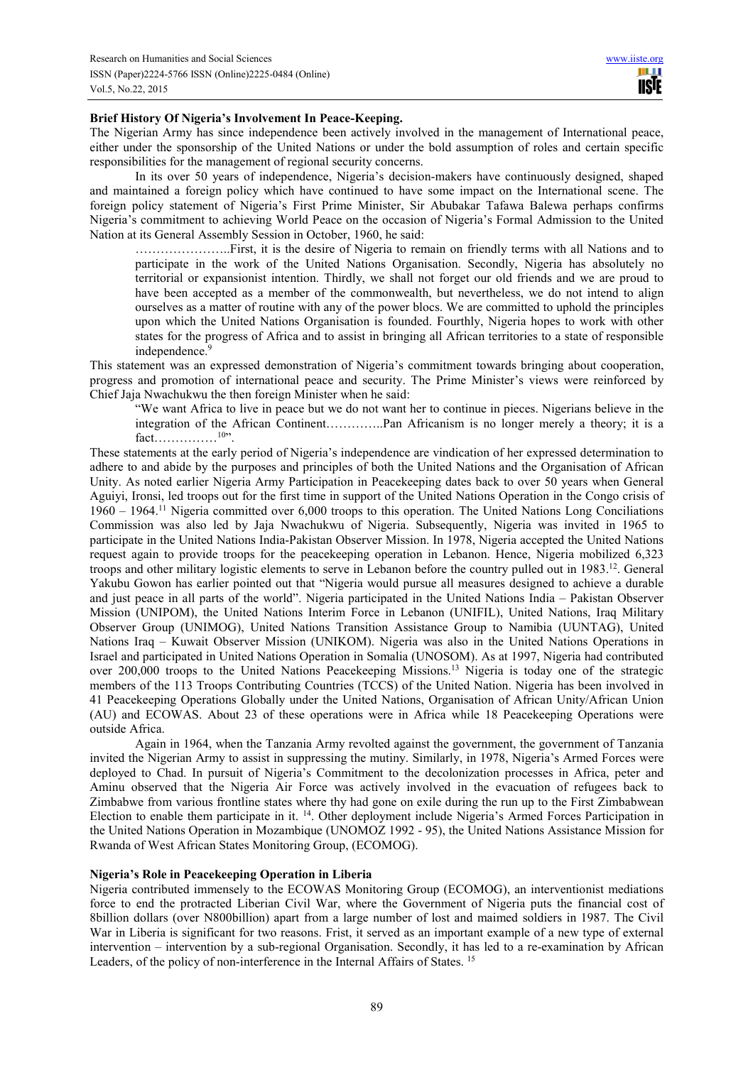**Brief History Of Nigeria's Involvement In Peace-Keeping.**

The Nigerian Army has since independence been actively involved in the management of International peace, either under the sponsorship of the United Nations or under the bold assumption of roles and certain specific responsibilities for the management of regional security concerns.

In its over 50 years of independence, Nigeria's decision-makers have continuously designed, shaped and maintained a foreign policy which have continued to have some impact on the International scene. The foreign policy statement of Nigeria's First Prime Minister, Sir Abubakar Tafawa Balewa perhaps confirms Nigeria's commitment to achieving World Peace on the occasion of Nigeria's Formal Admission to the United Nation at its General Assembly Session in October, 1960, he said:

> …………………..First, it is the desire of Nigeria to remain on friendly terms with all Nations and to participate in the work of the United Nations Organisation. Secondly, Nigeria has absolutely no territorial or expansionist intention. Thirdly, we shall not forget our old friends and we are proud to have been accepted as a member of the commonwealth, but nevertheless, we do not intend to align ourselves as a matter of routine with any of the power blocs. We are committed to uphold the principles upon which the United Nations Organisation is founded. Fourthly, Nigeria hopes to work with other states for the progress of Africa and to assist in bringing all African territories to a state of responsible independence.[9]

This statement was an expressed demonstration of Nigeria's commitment towards bringing about cooperation, progress and promotion of international peace and security. The Prime Minister's views were reinforced by Chief Jaja Nwachukwu the then foreign Minister when he said:

> "We want Africa to live in peace but we do not want her to continue in pieces. Nigerians believe in the integration of the African Continent…………..Pan Africanism is no longer merely a theory; it is a fact……………[10]".

These statements at the early period of Nigeria's independence are vindication of her expressed determination to adhere to and abide by the purposes and principles of both the United Nations and the Organisation of African Unity. As noted earlier Nigeria Army Participation in Peacekeeping dates back to over 50 years when General Aguiyi, Ironsi, led troops out for the first time in support of the United Nations Operation in the Congo crisis of 1960 – 1964.[11] Nigeria committed over 6,000 troops to this operation. The United Nations Long Conciliations Commission was also led by Jaja Nwachukwu of Nigeria. Subsequently, Nigeria was invited in 1965 to participate in the United Nations India-Pakistan Observer Mission. In 1978, Nigeria accepted the United Nations request again to provide troops for the peacekeeping operation in Lebanon. Hence, Nigeria mobilized 6,323 troops and other military logistic elements to serve in Lebanon before the country pulled out in 1983.[12]. General Yakubu Gowon has earlier pointed out that "Nigeria would pursue all measures designed to achieve a durable and just peace in all parts of the world". Nigeria participated in the United Nations India – Pakistan Observer Mission (UNIPOM), the United Nations Interim Force in Lebanon (UNIFIL), United Nations, Iraq Military Observer Group (UNIMOG), United Nations Transition Assistance Group to Namibia (UUNTAG), United Nations Iraq – Kuwait Observer Mission (UNIKOM). Nigeria was also in the United Nations Operations in Israel and participated in United Nations Operation in Somalia (UNOSOM). As at 1997, Nigeria had contributed over 200,000 troops to the United Nations Peacekeeping Missions.[13] Nigeria is today one of the strategic members of the 113 Troops Contributing Countries (TCCS) of the United Nation. Nigeria has been involved in 41 Peacekeeping Operations Globally under the United Nations, Organisation of African Unity/African Union (AU) and ECOWAS. About 23 of these operations were in Africa while 18 Peacekeeping Operations were outside Africa.

Again in 1964, when the Tanzania Army revolted against the government, the government of Tanzania invited the Nigerian Army to assist in suppressing the mutiny. Similarly, in 1978, Nigeria's Armed Forces were deployed to Chad. In pursuit of Nigeria's Commitment to the decolonization processes in Africa, peter and Aminu observed that the Nigeria Air Force was actively involved in the evacuation of refugees back to Zimbabwe from various frontline states where thy had gone on exile during the run up to the First Zimbabwean Election to enable them participate in it. [14]. Other deployment include Nigeria's Armed Forces Participation in the United Nations Operation in Mozambique (UNOMOZ 1992 - 95), the United Nations Assistance Mission for Rwanda of West African States Monitoring Group, (ECOMOG).

**Nigeria's Role in Peacekeeping Operation in Liberia**

Nigeria contributed immensely to the ECOWAS Monitoring Group (ECOMOG), an interventionist mediations force to end the protracted Liberian Civil War, where the Government of Nigeria puts the financial cost of 8billion dollars (over N800billion) apart from a large number of lost and maimed soldiers in 1987. The Civil War in Liberia is significant for two reasons. Frist, it served as an important example of a new type of external intervention – intervention by a sub-regional Organisation. Secondly, it has led to a re-examination by African Leaders, of the policy of non-interference in the Internal Affairs of States. [15]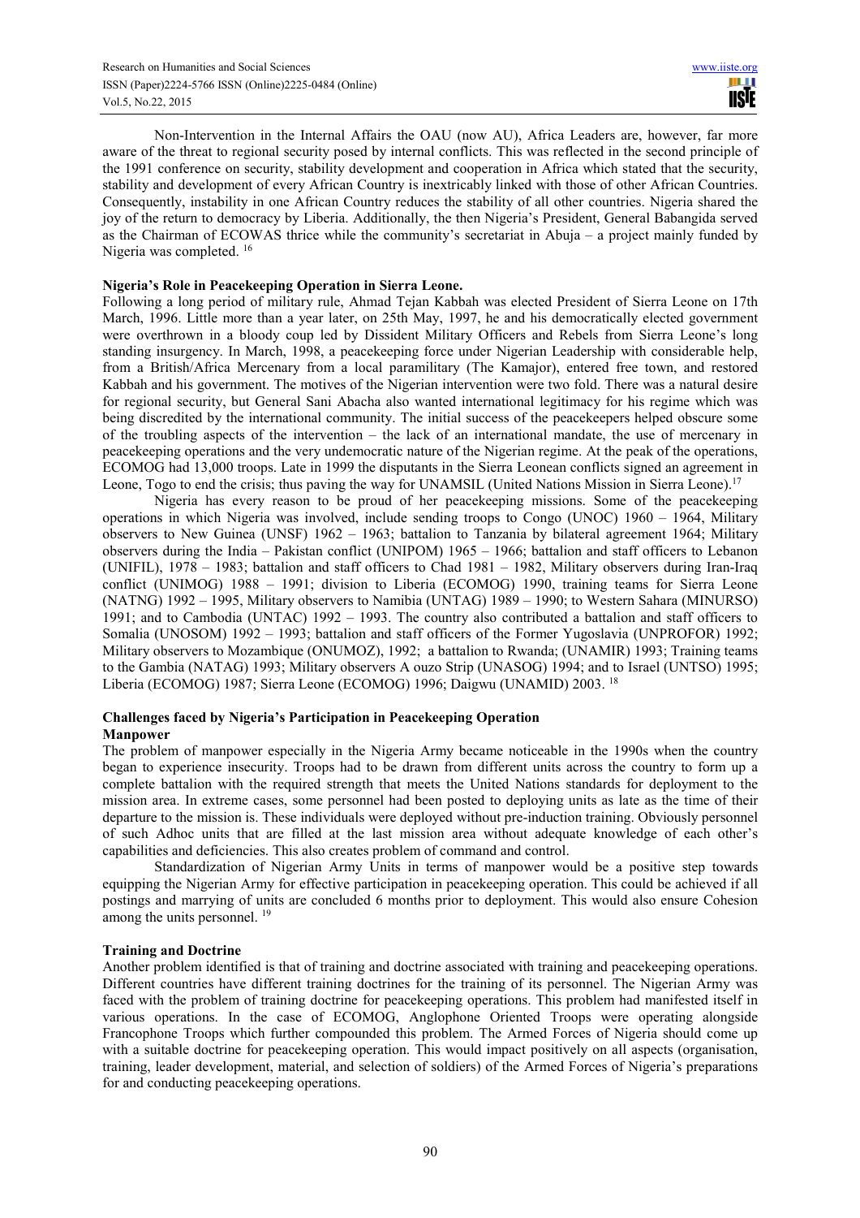Non-Intervention in the Internal Affairs the OAU (now AU), Africa Leaders are, however, far more aware of the threat to regional security posed by internal conflicts. This was reflected in the second principle of the 1991 conference on security, stability development and cooperation in Africa which stated that the security, stability and development of every African Country is inextricably linked with those of other African Countries. Consequently, instability in one African Country reduces the stability of all other countries. Nigeria shared the joy of the return to democracy by Liberia. Additionally, the then Nigeria's President, General Babangida served as the Chairman of ECOWAS thrice while the community's secretariat in Abuja – a project mainly funded by Nigeria was completed. [16]

**Nigeria's Role in Peacekeeping Operation in Sierra Leone.**

Following a long period of military rule, Ahmad Tejan Kabbah was elected President of Sierra Leone on 17th March, 1996. Little more than a year later, on 25th May, 1997, he and his democratically elected government were overthrown in a bloody coup led by Dissident Military Officers and Rebels from Sierra Leone's long standing insurgency. In March, 1998, a peacekeeping force under Nigerian Leadership with considerable help, from a British/Africa Mercenary from a local paramilitary (The Kamajor), entered free town, and restored Kabbah and his government. The motives of the Nigerian intervention were two fold. There was a natural desire for regional security, but General Sani Abacha also wanted international legitimacy for his regime which was being discredited by the international community. The initial success of the peacekeepers helped obscure some of the troubling aspects of the intervention – the lack of an international mandate, the use of mercenary in peacekeeping operations and the very undemocratic nature of the Nigerian regime. At the peak of the operations, ECOMOG had 13,000 troops. Late in 1999 the disputants in the Sierra Leonean conflicts signed an agreement in Leone, Togo to end the crisis; thus paving the way for UNAMSIL (United Nations Mission in Sierra Leone).[17]

Nigeria has every reason to be proud of her peacekeeping missions. Some of the peacekeeping operations in which Nigeria was involved, include sending troops to Congo (UNOC) 1960 – 1964, Military observers to New Guinea (UNSF) 1962 – 1963; battalion to Tanzania by bilateral agreement 1964; Military observers during the India – Pakistan conflict (UNIPOM) 1965 – 1966; battalion and staff officers to Lebanon (UNIFIL), 1978 – 1983; battalion and staff officers to Chad 1981 – 1982, Military observers during Iran-Iraq conflict (UNIMOG) 1988 – 1991; division to Liberia (ECOMOG) 1990, training teams for Sierra Leone (NATNG) 1992 – 1995, Military observers to Namibia (UNTAG) 1989 – 1990; to Western Sahara (MINURSO) 1991; and to Cambodia (UNTAC) 1992 – 1993. The country also contributed a battalion and staff officers to Somalia (UNOSOM) 1992 – 1993; battalion and staff officers of the Former Yugoslavia (UNPROFOR) 1992; Military observers to Mozambique (ONUMOZ), 1992; a battalion to Rwanda; (UNAMIR) 1993; Training teams to the Gambia (NATAG) 1993; Military observers A ouzo Strip (UNASOG) 1994; and to Israel (UNTSO) 1995; Liberia (ECOMOG) 1987; Sierra Leone (ECOMOG) 1996; Daigwu (UNAMID) 2003. [18]

**Challenges faced by Nigeria's Participation in Peacekeeping Operation**

**Manpower**

The problem of manpower especially in the Nigeria Army became noticeable in the 1990s when the country began to experience insecurity. Troops had to be drawn from different units across the country to form up a complete battalion with the required strength that meets the United Nations standards for deployment to the mission area. In extreme cases, some personnel had been posted to deploying units as late as the time of their departure to the mission is. These individuals were deployed without pre-induction training. Obviously personnel of such Adhoc units that are filled at the last mission area without adequate knowledge of each other's capabilities and deficiencies. This also creates problem of command and control.

Standardization of Nigerian Army Units in terms of manpower would be a positive step towards equipping the Nigerian Army for effective participation in peacekeeping operation. This could be achieved if all postings and marrying of units are concluded 6 months prior to deployment. This would also ensure Cohesion among the units personnel. [19]

**Training and Doctrine**

Another problem identified is that of training and doctrine associated with training and peacekeeping operations. Different countries have different training doctrines for the training of its personnel. The Nigerian Army was faced with the problem of training doctrine for peacekeeping operations. This problem had manifested itself in various operations. In the case of ECOMOG, Anglophone Oriented Troops were operating alongside Francophone Troops which further compounded this problem. The Armed Forces of Nigeria should come up with a suitable doctrine for peacekeeping operation. This would impact positively on all aspects (organisation, training, leader development, material, and selection of soldiers) of the Armed Forces of Nigeria's preparations for and conducting peacekeeping operations.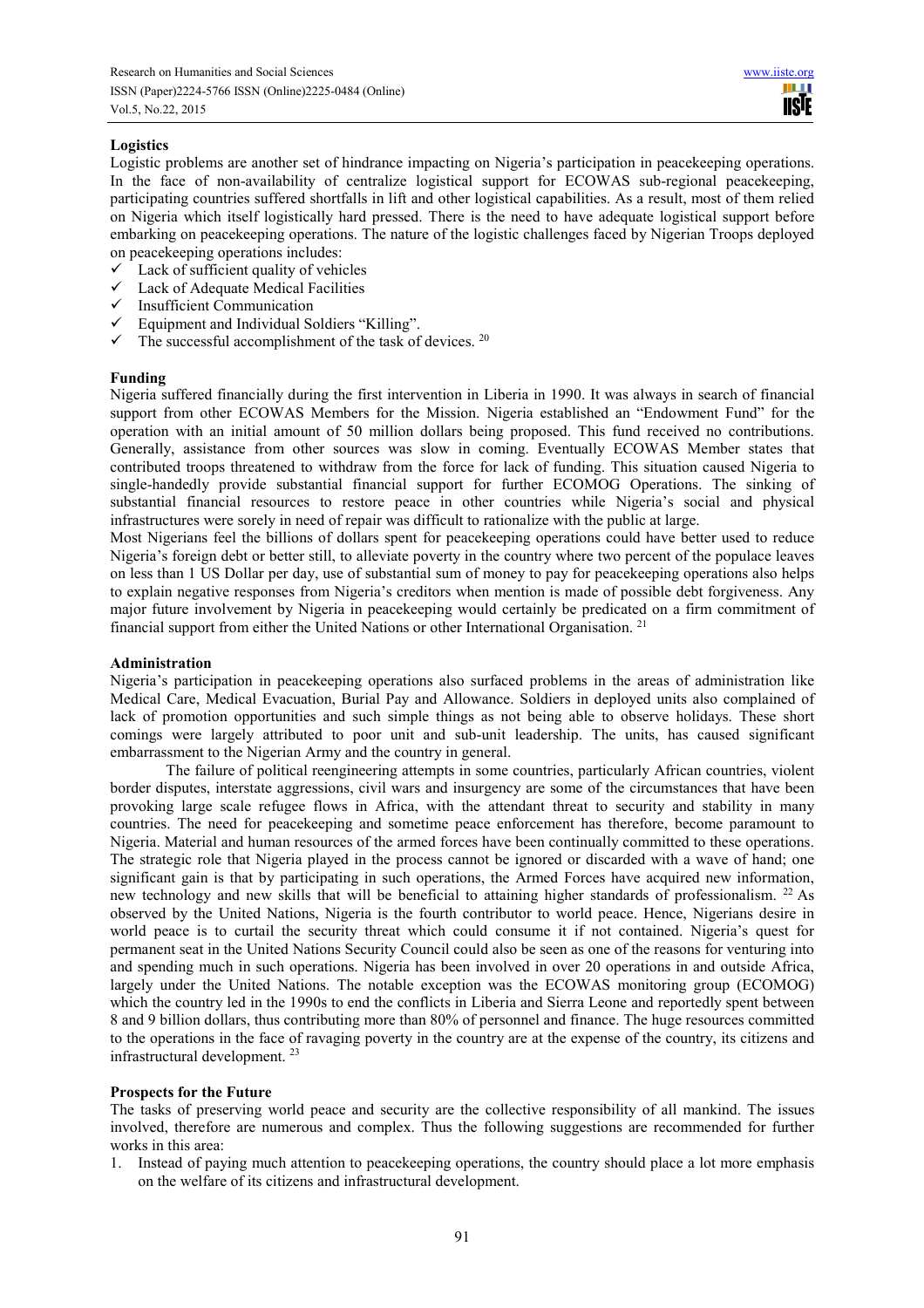**Logistics**

Logistic problems are another set of hindrance impacting on Nigeria's participation in peacekeeping operations. In the face of non-availability of centralize logistical support for ECOWAS sub-regional peacekeeping, participating countries suffered shortfalls in lift and other logistical capabilities. As a result, most of them relied on Nigeria which itself logistically hard pressed. There is the need to have adequate logistical support before embarking on peacekeeping operations. The nature of the logistic challenges faced by Nigerian Troops deployed on peacekeeping operations includes:

- ✓ Lack of sufficient quality of vehicles
- ✓ Lack of Adequate Medical Facilities
- ✓ Insufficient Communication
- ✓ Equipment and Individual Soldiers "Killing".
- ✓ The successful accomplishment of the task of devices. [20]

**Funding**

Nigeria suffered financially during the first intervention in Liberia in 1990. It was always in search of financial support from other ECOWAS Members for the Mission. Nigeria established an "Endowment Fund" for the operation with an initial amount of 50 million dollars being proposed. This fund received no contributions. Generally, assistance from other sources was slow in coming. Eventually ECOWAS Member states that contributed troops threatened to withdraw from the force for lack of funding. This situation caused Nigeria to single-handedly provide substantial financial support for further ECOMOG Operations. The sinking of substantial financial resources to restore peace in other countries while Nigeria's social and physical infrastructures were sorely in need of repair was difficult to rationalize with the public at large.

Most Nigerians feel the billions of dollars spent for peacekeeping operations could have better used to reduce Nigeria's foreign debt or better still, to alleviate poverty in the country where two percent of the populace leaves on less than 1 US Dollar per day, use of substantial sum of money to pay for peacekeeping operations also helps to explain negative responses from Nigeria's creditors when mention is made of possible debt forgiveness. Any major future involvement by Nigeria in peacekeeping would certainly be predicated on a firm commitment of financial support from either the United Nations or other International Organisation. [21]

**Administration**

Nigeria's participation in peacekeeping operations also surfaced problems in the areas of administration like Medical Care, Medical Evacuation, Burial Pay and Allowance. Soldiers in deployed units also complained of lack of promotion opportunities and such simple things as not being able to observe holidays. These short comings were largely attributed to poor unit and sub-unit leadership. The units, has caused significant embarrassment to the Nigerian Army and the country in general.

The failure of political reengineering attempts in some countries, particularly African countries, violent border disputes, interstate aggressions, civil wars and insurgency are some of the circumstances that have been provoking large scale refugee flows in Africa, with the attendant threat to security and stability in many countries. The need for peacekeeping and sometime peace enforcement has therefore, become paramount to Nigeria. Material and human resources of the armed forces have been continually committed to these operations. The strategic role that Nigeria played in the process cannot be ignored or discarded with a wave of hand; one significant gain is that by participating in such operations, the Armed Forces have acquired new information, new technology and new skills that will be beneficial to attaining higher standards of professionalism. [22] As observed by the United Nations, Nigeria is the fourth contributor to world peace. Hence, Nigerians desire in world peace is to curtail the security threat which could consume it if not contained. Nigeria's quest for permanent seat in the United Nations Security Council could also be seen as one of the reasons for venturing into and spending much in such operations. Nigeria has been involved in over 20 operations in and outside Africa, largely under the United Nations. The notable exception was the ECOWAS monitoring group (ECOMOG) which the country led in the 1990s to end the conflicts in Liberia and Sierra Leone and reportedly spent between 8 and 9 billion dollars, thus contributing more than 80% of personnel and finance. The huge resources committed to the operations in the face of ravaging poverty in the country are at the expense of the country, its citizens and infrastructural development. [23]

**Prospects for the Future**

The tasks of preserving world peace and security are the collective responsibility of all mankind. The issues involved, therefore are numerous and complex. Thus the following suggestions are recommended for further works in this area:

1. Instead of paying much attention to peacekeeping operations, the country should place a lot more emphasis on the welfare of its citizens and infrastructural development.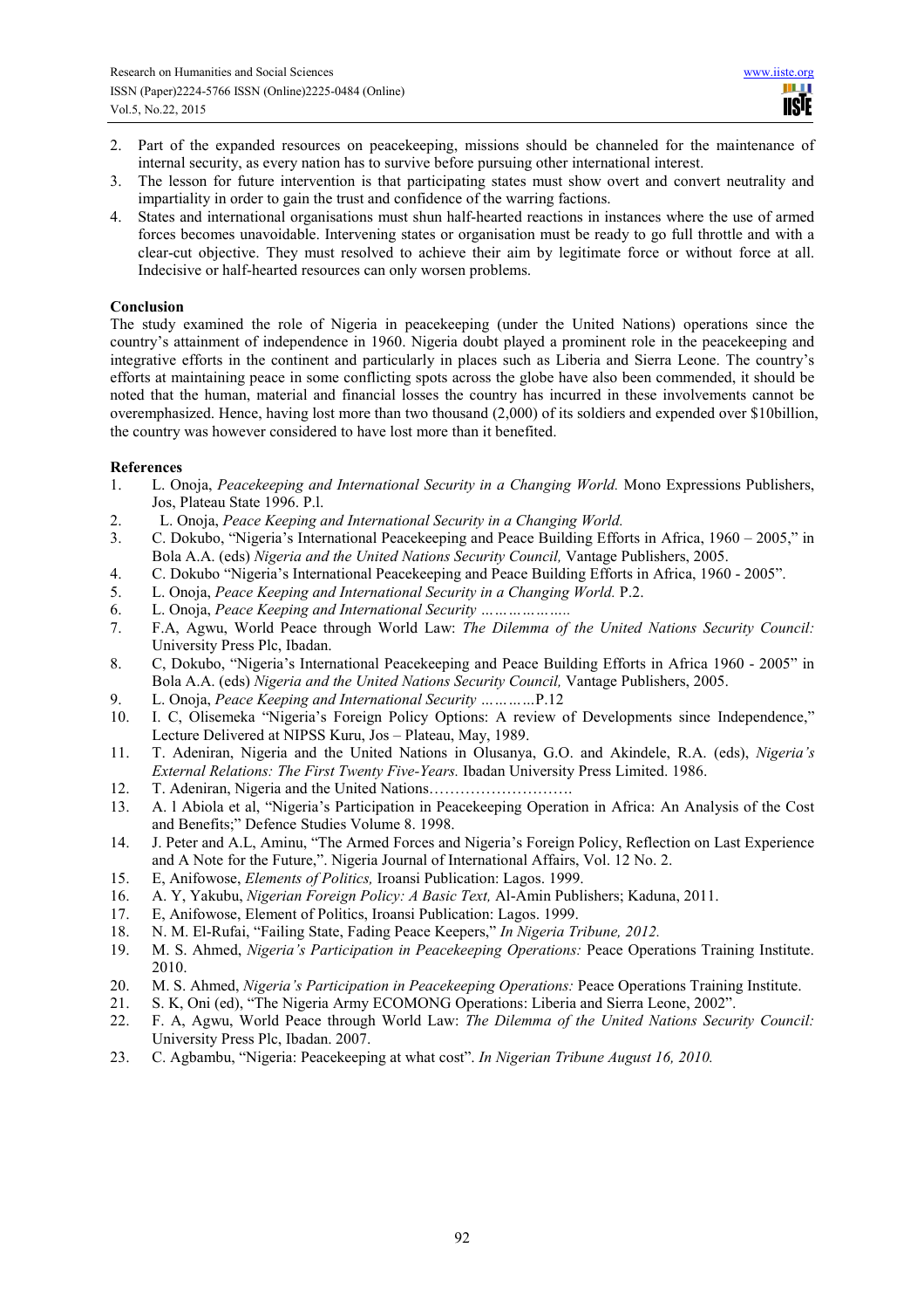2. Part of the expanded resources on peacekeeping, missions should be channeled for the maintenance of internal security, as every nation has to survive before pursuing other international interest.
3. The lesson for future intervention is that participating states must show overt and convert neutrality and impartiality in order to gain the trust and confidence of the warring factions.
4. States and international organisations must shun half-hearted reactions in instances where the use of armed forces becomes unavoidable. Intervening states or organisation must be ready to go full throttle and with a clear-cut objective. They must resolved to achieve their aim by legitimate force or without force at all. Indecisive or half-hearted resources can only worsen problems.

**Conclusion**

The study examined the role of Nigeria in peacekeeping (under the United Nations) operations since the country's attainment of independence in 1960. Nigeria doubt played a prominent role in the peacekeeping and integrative efforts in the continent and particularly in places such as Liberia and Sierra Leone. The country's efforts at maintaining peace in some conflicting spots across the globe have also been commended, it should be noted that the human, material and financial losses the country has incurred in these involvements cannot be overemphasized. Hence, having lost more than two thousand (2,000) of its soldiers and expended over $10billion, the country was however considered to have lost more than it benefited.

**References**

1. L. Onoja, *Peacekeeping and International Security in a Changing World.* Mono Expressions Publishers, Jos, Plateau State 1996. P.l.
2. L. Onoja, *Peace Keeping and International Security in a Changing World.*
3. C. Dokubo, "Nigeria's International Peacekeeping and Peace Building Efforts in Africa, 1960 – 2005," in Bola A.A. (eds) *Nigeria and the United Nations Security Council,* Vantage Publishers, 2005.
4. C. Dokubo "Nigeria's International Peacekeeping and Peace Building Efforts in Africa, 1960 - 2005".
5. L. Onoja, *Peace Keeping and International Security in a Changing World.* P.2.
6. L. Onoja, *Peace Keeping and International Security ………………..*
7. F.A, Agwu, World Peace through World Law: *The Dilemma of the United Nations Security Council:* University Press Plc, Ibadan.
8. C, Dokubo, "Nigeria's International Peacekeeping and Peace Building Efforts in Africa 1960 - 2005" in Bola A.A. (eds) *Nigeria and the United Nations Security Council,* Vantage Publishers, 2005.
9. L. Onoja, *Peace Keeping and International Security …………*P.12
10. I. C, Olisemeka "Nigeria's Foreign Policy Options: A review of Developments since Independence," Lecture Delivered at NIPSS Kuru, Jos – Plateau, May, 1989.
11. T. Adeniran, Nigeria and the United Nations in Olusanya, G.O. and Akindele, R.A. (eds), *Nigeria's External Relations: The First Twenty Five-Years.* Ibadan University Press Limited. 1986.
12. T. Adeniran, Nigeria and the United Nations……………………….
13. A. l Abiola et al, "Nigeria's Participation in Peacekeeping Operation in Africa: An Analysis of the Cost and Benefits;" Defence Studies Volume 8. 1998.
14. J. Peter and A.L, Aminu, "The Armed Forces and Nigeria's Foreign Policy, Reflection on Last Experience and A Note for the Future,". Nigeria Journal of International Affairs, Vol. 12 No. 2.
15. E, Anifowose, *Elements of Politics,* Iroansi Publication: Lagos. 1999.
16. A. Y, Yakubu, *Nigerian Foreign Policy: A Basic Text,* Al-Amin Publishers; Kaduna, 2011.
17. E, Anifowose, Element of Politics, Iroansi Publication: Lagos. 1999.
18. N. M. El-Rufai, "Failing State, Fading Peace Keepers," *In Nigeria Tribune, 2012.*
19. M. S. Ahmed, *Nigeria's Participation in Peacekeeping Operations:* Peace Operations Training Institute. 2010.
20. M. S. Ahmed, *Nigeria's Participation in Peacekeeping Operations:* Peace Operations Training Institute.
21. S. K, Oni (ed), "The Nigeria Army ECOMONG Operations: Liberia and Sierra Leone, 2002".
22. F. A, Agwu, World Peace through World Law: *The Dilemma of the United Nations Security Council:* University Press Plc, Ibadan. 2007.
23. C. Agbambu, "Nigeria: Peacekeeping at what cost". *In Nigerian Tribune August 16, 2010.*